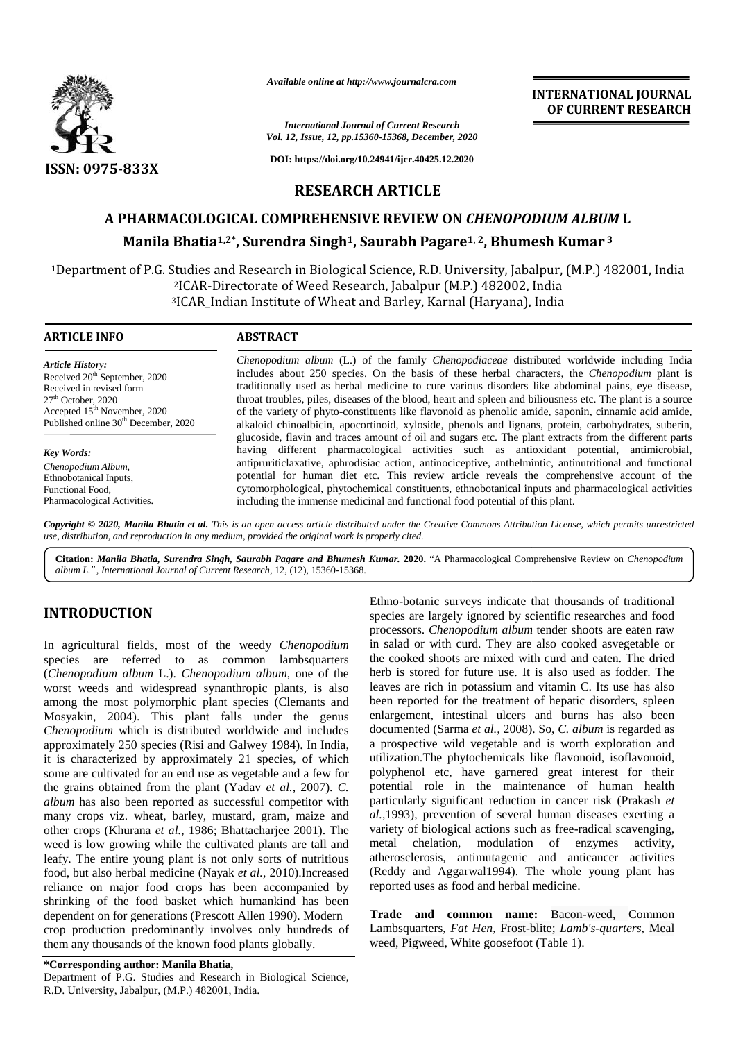Available online at http://www.journalcra.com

International Journal of Current Research
Vol. 12, Issue, 12, pp.15360-15368, December, 2020

DOI: https://doi.org/10.24941/ijcr.40425.12.2020

**INTERNATIONAL JOURNAL OF CURRENT RESEARCH**

ISSN: 0975-833X

## RESEARCH ARTICLE

# A PHARMACOLOGICAL COMPREHENSIVE REVIEW ON *CHENOPODIUM ALBUM* L

**Manila Bhatia[1,2*], Surendra Singh[1], Saurabh Pagare[1, 2], Bhumesh Kumar[3]**

[1]Department of P.G. Studies and Research in Biological Science, R.D. University, Jabalpur, (M.P.) 482001, India
[2]ICAR-Directorate of Weed Research, Jabalpur (M.P.) 482002, India
[3]ICAR_Indian Institute of Wheat and Barley, Karnal (Haryana), India

### ARTICLE INFO

*Article History:*
Received 20[th] September, 2020
Received in revised form 27[th] October, 2020
Accepted 15[th] November, 2020
Published online 30[th] December, 2020

*Key Words:*
Chenopodium Album,
Ethnobotanical Inputs,
Functional Food,
Pharmacological Activities.

### ABSTRACT

*Chenopodium album* (L.) of the family *Chenopodiaceae* distributed worldwide including India includes about 250 species. On the basis of these herbal characters, the *Chenopodium* plant is traditionally used as herbal medicine to cure various disorders like abdominal pains, eye disease, throat troubles, piles, diseases of the blood, heart and spleen and biliousness etc. The plant is a source of the variety of phyto-constituents like flavonoid as phenolic amide, saponin, cinnamic acid amide, alkaloid chinoalbicin, apocortinoid, xyloside, phenols and lignans, protein, carbohydrates, suberin, glucoside, flavin and traces amount of oil and sugars etc. The plant extracts from the different parts having different pharmacological activities such as antioxidant potential, antimicrobial, antipruriticlaxative, aphrodisiac action, antinociceptive, anthelmintic, antinutritional and functional potential for human diet etc. This review article reveals the comprehensive account of the cytomorphological, phytochemical constituents, ethnobotanical inputs and pharmacological activities including the immense medicinal and functional food potential of this plant.

*Copyright © 2020, Manila Bhatia et al. This is an open access article distributed under the Creative Commons Attribution License, which permits unrestricted use, distribution, and reproduction in any medium, provided the original work is properly cited.*

**Citation:** ***Manila Bhatia, Surendra Singh, Saurabh Pagare and Bhumesh Kumar.* 2020.** "A Pharmacological Comprehensive Review on *Chenopodium album L.*", *International Journal of Current Research*, 12, (12), 15360-15368.

## INTRODUCTION

In agricultural fields, most of the weedy *Chenopodium* species are referred to as common lambsquarters (*Chenopodium album* L.). *Chenopodium album*, one of the worst weeds and widespread synanthropic plants, is also among the most polymorphic plant species (Clemants and Mosyakin, 2004). This plant falls under the genus *Chenopodium* which is distributed worldwide and includes approximately 250 species (Risi and Galwey 1984). In India, it is characterized by approximately 21 species, of which some are cultivated for an end use as vegetable and a few for the grains obtained from the plant (Yadav *et al.*, 2007). *C. album* has also been reported as successful competitor with many crops viz. wheat, barley, mustard, gram, maize and other crops (Khurana *et al.*, 1986; Bhattacharjee 2001). The weed is low growing while the cultivated plants are tall and leafy. The entire young plant is not only sorts of nutritious food, but also herbal medicine (Nayak *et al.*, 2010).Increased reliance on major food crops has been accompanied by shrinking of the food basket which humankind has been dependent on for generations (Prescott Allen 1990). Modern crop production predominantly involves only hundreds of them any thousands of the known food plants globally.

Ethno-botanic surveys indicate that thousands of traditional species are largely ignored by scientific researches and food processors. *Chenopodium album* tender shoots are eaten raw in salad or with curd. They are also cooked asvegetable or the cooked shoots are mixed with curd and eaten. The dried herb is stored for future use. It is also used as fodder. The leaves are rich in potassium and vitamin C. Its use has also been reported for the treatment of hepatic disorders, spleen enlargement, intestinal ulcers and burns has also been documented (Sarma *et al.,* 2008). So, *C. album* is regarded as a prospective wild vegetable and is worth exploration and utilization.The phytochemicals like flavonoid, isoflavonoid, polyphenol etc, have garnered great interest for their potential role in the maintenance of human health particularly significant reduction in cancer risk (Prakash *et al.,*1993), prevention of several human diseases exerting a variety of biological actions such as free-radical scavenging, metal chelation, modulation of enzymes activity, atherosclerosis, antimutagenic and anticancer activities (Reddy and Aggarwal1994). The whole young plant has reported uses as food and herbal medicine.

**Trade and common name:** Bacon-weed, Common Lambsquarters, *Fat Hen*, Frost-blite; *Lamb's-quarters*, Meal weed, Pigweed, White goosefoot (Table 1).

**\*Corresponding author: Manila Bhatia,**
Department of P.G. Studies and Research in Biological Science, R.D. University, Jabalpur, (M.P.) 482001, India.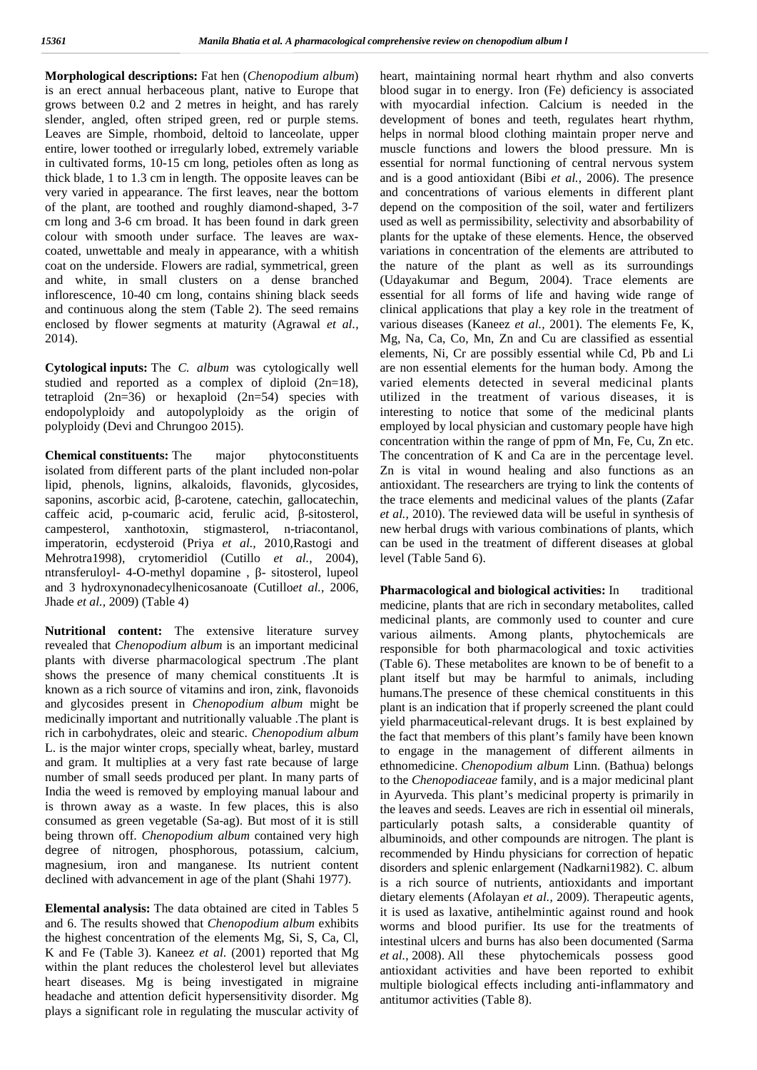**Morphological descriptions:** Fat hen (*Chenopodium album*) is an erect annual herbaceous plant, native to Europe that grows between 0.2 and 2 metres in height, and has rarely slender, angled, often striped green, red or purple stems. Leaves are Simple, rhomboid, deltoid to lanceolate, upper entire, lower toothed or irregularly lobed, extremely variable in cultivated forms, 10-15 cm long, petioles often as long as thick blade, 1 to 1.3 cm in length. The opposite leaves can be very varied in appearance. The first leaves, near the bottom of the plant, are toothed and roughly diamond-shaped, 3-7 cm long and 3-6 cm broad. It has been found in dark green colour with smooth under surface. The leaves are wax-coated, unwettable and mealy in appearance, with a whitish coat on the underside. Flowers are radial, symmetrical, green and white, in small clusters on a dense branched inflorescence, 10-40 cm long, contains shining black seeds and continuous along the stem (Table 2). The seed remains enclosed by flower segments at maturity (Agrawal *et al.,* 2014).

**Cytological inputs:** The *C. album* was cytologically well studied and reported as a complex of diploid (2n=18), tetraploid (2n=36) or hexaploid (2n=54) species with endopolyploidy and autopolyploidy as the origin of polyploidy (Devi and Chrungoo 2015).

**Chemical constituents:** The major phytoconstituents isolated from different parts of the plant included non-polar lipid, phenols, lignins, alkaloids, flavonids, glycosides, saponins, ascorbic acid, β-carotene, catechin, gallocatechin, caffeic acid, p-coumaric acid, ferulic acid, β-sitosterol, campesterol, xanthotoxin, stigmasterol, n-triacontanol, imperatorin, ecdysteroid (Priya *et al.,* 2010,Rastogi and Mehrotra1998), crytomeridiol (Cutillo *et al.,* 2004), ntransferuloyl- 4-O-methyl dopamine , β- sitosterol, lupeol and 3 hydroxynonadecylhenicosanoate (Cutillo*et al.,* 2006, Jhade *et al.,* 2009) (Table 4)

**Nutritional content:** The extensive literature survey revealed that *Chenopodium album* is an important medicinal plants with diverse pharmacological spectrum .The plant shows the presence of many chemical constituents .It is known as a rich source of vitamins and iron, zink, flavonoids and glycosides present in *Chenopodium album* might be medicinally important and nutritionally valuable .The plant is rich in carbohydrates, oleic and stearic. *Chenopodium album* L. is the major winter crops, specially wheat, barley, mustard and gram. It multiplies at a very fast rate because of large number of small seeds produced per plant. In many parts of India the weed is removed by employing manual labour and is thrown away as a waste. In few places, this is also consumed as green vegetable (Sa-ag). But most of it is still being thrown off. *Chenopodium album* contained very high degree of nitrogen, phosphorous, potassium, calcium, magnesium, iron and manganese. Its nutrient content declined with advancement in age of the plant (Shahi 1977).

**Elemental analysis:** The data obtained are cited in Tables 5 and 6. The results showed that *Chenopodium album* exhibits the highest concentration of the elements Mg, Si, S, Ca, Cl, K and Fe (Table 3). Kaneez *et al.* (2001) reported that Mg within the plant reduces the cholesterol level but alleviates heart diseases. Mg is being investigated in migraine headache and attention deficit hypersensitivity disorder. Mg plays a significant role in regulating the muscular activity of heart, maintaining normal heart rhythm and also converts blood sugar in to energy. Iron (Fe) deficiency is associated with myocardial infection. Calcium is needed in the development of bones and teeth, regulates heart rhythm, helps in normal blood clothing maintain proper nerve and muscle functions and lowers the blood pressure. Mn is essential for normal functioning of central nervous system and is a good antioxidant (Bibi *et al.,* 2006). The presence and concentrations of various elements in different plant depend on the composition of the soil, water and fertilizers used as well as permissibility, selectivity and absorbability of plants for the uptake of these elements. Hence, the observed variations in concentration of the elements are attributed to the nature of the plant as well as its surroundings (Udayakumar and Begum, 2004). Trace elements are essential for all forms of life and having wide range of clinical applications that play a key role in the treatment of various diseases (Kaneez *et al.,* 2001). The elements Fe, K, Mg, Na, Ca, Co, Mn, Zn and Cu are classified as essential elements, Ni, Cr are possibly essential while Cd, Pb and Li are non essential elements for the human body. Among the varied elements detected in several medicinal plants utilized in the treatment of various diseases, it is interesting to notice that some of the medicinal plants employed by local physician and customary people have high concentration within the range of ppm of Mn, Fe, Cu, Zn etc. The concentration of K and Ca are in the percentage level. Zn is vital in wound healing and also functions as an antioxidant. The researchers are trying to link the contents of the trace elements and medicinal values of the plants (Zafar *et al.,* 2010). The reviewed data will be useful in synthesis of new herbal drugs with various combinations of plants, which can be used in the treatment of different diseases at global level (Table 5and 6).

**Pharmacological and biological activities:** In traditional medicine, plants that are rich in secondary metabolites, called medicinal plants, are commonly used to counter and cure various ailments. Among plants, phytochemicals are responsible for both pharmacological and toxic activities (Table 6). These metabolites are known to be of benefit to a plant itself but may be harmful to animals, including humans.The presence of these chemical constituents in this plant is an indication that if properly screened the plant could yield pharmaceutical-relevant drugs. It is best explained by the fact that members of this plant's family have been known to engage in the management of different ailments in ethnomedicine. *Chenopodium album* Linn. (Bathua) belongs to the *Chenopodiaceae* family, and is a major medicinal plant in Ayurveda. This plant's medicinal property is primarily in the leaves and seeds. Leaves are rich in essential oil minerals, particularly potash salts, a considerable quantity of albuminoids, and other compounds are nitrogen. The plant is recommended by Hindu physicians for correction of hepatic disorders and splenic enlargement (Nadkarni1982). C. album is a rich source of nutrients, antioxidants and important dietary elements (Afolayan *et al.,* 2009). Therapeutic agents, it is used as laxative, antihelmintic against round and hook worms and blood purifier. Its use for the treatments of intestinal ulcers and burns has also been documented (Sarma *et al.,* 2008). All these phytochemicals possess good antioxidant activities and have been reported to exhibit multiple biological effects including anti-inflammatory and antitumor activities (Table 8).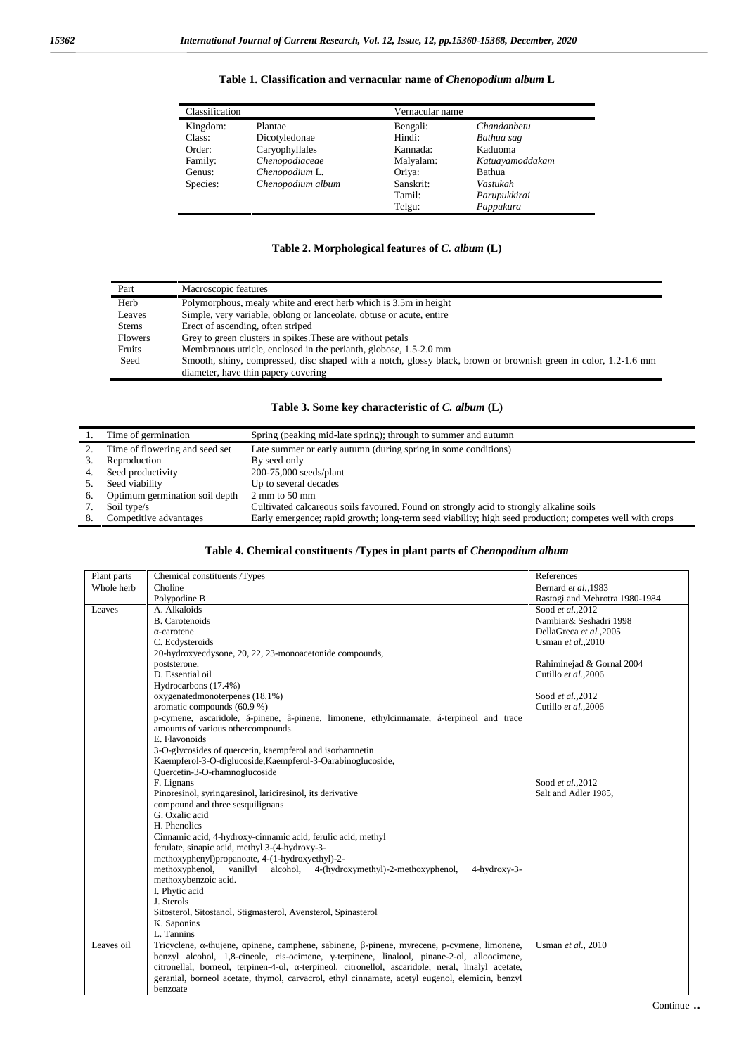**Table 1. Classification and vernacular name of *Chenopodium album* L**

| Classification | | Vernacular name | |
|---|---|---|---|
| Kingdom: | Plantae | Bengali: | *Chandanbetu* |
| Class: | Dicotyledonae | Hindi: | *Bathua sag* |
| Order: | Caryophyllales | Kannada: | Kaduoma |
| Family: | *Chenopodiaceae* | Malyalam: | *Katuayamoddakam* |
| Genus: | *Chenopodium* L. | Oriya: | Bathua |
| Species: | *Chenopodium album* | Sanskrit: | *Vastukah* |
| | | Tamil: | *Parupukkirai* |
| | | Telgu: | *Pappukura* |

**Table 2. Morphological features of *C. album* (L)**

| Part | Macroscopic features |
|---|---|
| Herb | Polymorphous, mealy white and erect herb which is 3.5m in height |
| Leaves | Simple, very variable, oblong or lanceolate, obtuse or acute, entire |
| Stems | Erect of ascending, often striped |
| Flowers | Grey to green clusters in spikes.These are without petals |
| Fruits | Membranous utricle, enclosed in the perianth, globose, 1.5-2.0 mm |
| Seed | Smooth, shiny, compressed, disc shaped with a notch, glossy black, brown or brownish green in color, 1.2-1.6 mm diameter, have thin papery covering |

**Table 3. Some key characteristic of *C. album* (L)**

| | | |
|---|---|---|
| 1. | Time of germination | Spring (peaking mid-late spring); through to summer and autumn |
| 2. | Time of flowering and seed set | Late summer or early autumn (during spring in some conditions) |
| 3. | Reproduction | By seed only |
| 4. | Seed productivity | 200-75,000 seeds/plant |
| 5. | Seed viability | Up to several decades |
| 6. | Optimum germination soil depth | 2 mm to 50 mm |
| 7. | Soil type/s | Cultivated calcareous soils favoured. Found on strongly acid to strongly alkaline soils |
| 8. | Competitive advantages | Early emergence; rapid growth; long-term seed viability; high seed production; competes well with crops |

**Table 4. Chemical constituents /Types in plant parts of *Chenopodium album***

| Plant parts | Chemical constituents /Types | References |
|---|---|---|
| Whole herb | Choline<br>Polypodine B | Bernard *et al.*,1983<br>Rastogi and Mehrotra 1980-1984 |
| Leaves | A. Alkaloids<br>B. Carotenoids<br>α-carotene<br>C. Ecdysteroids<br>20-hydroxyecdysone, 20, 22, 23-monoacetonide compounds,<br>poststerone.<br>D. Essential oil<br>Hydrocarbons (17.4%)<br>oxygenatedmonoterpenes (18.1%)<br>aromatic compounds (60.9 %)<br>p-cymene, ascaridole, á-pinene, â-pinene, limonene, ethylcinnamate, á-terpineol and trace amounts of various othercompounds.<br>E. Flavonoids<br>3-O-glycosides of quercetin, kaempferol and isorhamnetin<br>Kaempferol-3-O-diglucoside,Kaempferol-3-Oarabinoglucoside,<br>Quercetin-3-O-rhamnoglucoside<br>F. Lignans<br>Pinoresinol, syringaresinol, lariciresinol, its derivative compound and three sesquilignans<br>G. Oxalic acid<br>H. Phenolics<br>Cinnamic acid, 4-hydroxy-cinnamic acid, ferulic acid, methyl ferulate, sinapic acid, methyl 3-(4-hydroxy-3-methoxyphenyl)propanoate, 4-(1-hydroxyethyl)-2-methoxyphenol, vanillyl alcohol, 4-(hydroxymethyl)-2-methoxyphenol, 4-hydroxy-3-methoxybenzoic acid.<br>I. Phytic acid<br>J. Sterols<br>Sitosterol, Sitostanol, Stigmasterol, Avensterol, Spinasterol<br>K. Saponins<br>L. Tannins | Sood *et al.*,2012<br>Nambiar& Seshadri 1998<br>DellaGreca *et al.*,2005<br>Usman *et al.*,2010<br><br>Rahiminejad & Gornal 2004<br>Cutillo *et al.*,2006<br><br>Sood *et al.*,2012<br>Cutillo *et al.*,2006<br><br><br><br><br><br>Sood *et al.*,2012<br>Salt and Adler 1985, |
| Leaves oil | Tricyclene, α-thujene, αpinene, camphene, sabinene, β-pinene, myrecene, p-cymene, limonene, benzyl alcohol, 1,8-cineole, cis-ocimene, γ-terpinene, linalool, pinane-2-ol, alloocimene, citronellal, borneol, terpinen-4-ol, α-terpineol, citronellol, ascaridole, neral, linalyl acetate, geranial, borneol acetate, thymol, carvacrol, ethyl cinnamate, acetyl eugenol, elemicin, benzyl benzoate | Usman *et al.*, 2010 |

Continue ..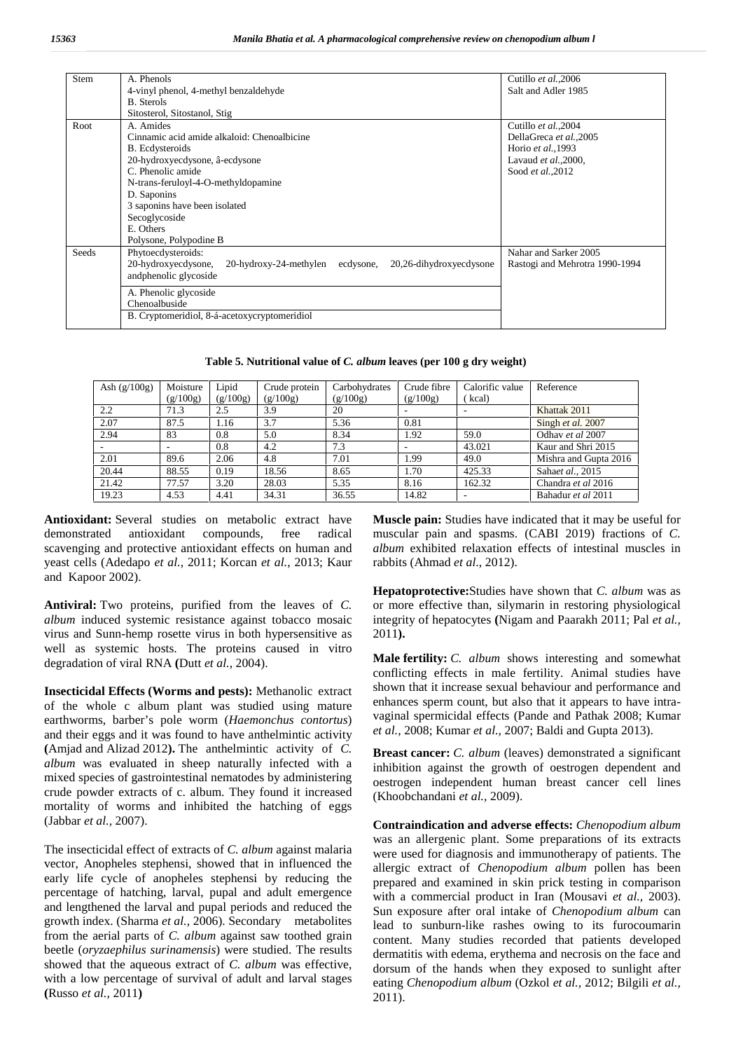| Stem | A. Phenols<br>4-vinyl phenol, 4-methyl benzaldehyde<br>B. Sterols<br>Sitosterol, Sitostanol, Stig | Cutillo *et al.*,2006<br>Salt and Adler 1985 |
|---|---|---|
| Root | A. Amides<br>Cinnamic acid amide alkaloid: Chenoalbicine<br>B. Ecdysteroids<br>20-hydroxyecdysone, â-ecdysone<br>C. Phenolic amide<br>N-trans-feruloyl-4-O-methyldopamine<br>D. Saponins<br>3 saponins have been isolated<br>Secoglycoside<br>E. Others<br>Polysone, Polypodine B | Cutillo *et al.*,2004<br>DellaGreca *et al.*,2005<br>Horio *et al.*,1993<br>Lavaud *et al.*,2000,<br>Sood *et al.*,2012 |
| Seeds | Phytoecdysteroids:<br>20-hydroxyecdysone, 20-hydroxy-24-methylen ecdysone, 20,26-dihydroxyecdysone andphenolic glycoside | Nahar and Sarker 2005<br>Rastogi and Mehrotra 1990-1994 |
| | A. Phenolic glycoside<br>Chenoalbuside | |
| | B. Cryptomeridiol, 8-á-acetoxycryptomeridiol | |

**Table 5. Nutritional value of *C. album* leaves (per 100 g dry weight)**

| Ash (g/100g) | Moisture (g/100g) | Lipid (g/100g) | Crude protein (g/100g) | Carbohydrates (g/100g) | Crude fibre (g/100g) | Calorific value ( kcal) | Reference |
|---|---|---|---|---|---|---|---|
| 2.2 | 71.3 | 2.5 | 3.9 | 20 | - | - | Khattak 2011 |
| 2.07 | 87.5 | 1.16 | 3.7 | 5.36 | 0.81 | | Singh *et al.* 2007 |
| 2.94 | 83 | 0.8 | 5.0 | 8.34 | 1.92 | 59.0 | Odhav *et al* 2007 |
| - | - | 0.8 | 4.2 | 7.3 | - | 43.021 | Kaur and Shri 2015 |
| 2.01 | 89.6 | 2.06 | 4.8 | 7.01 | 1.99 | 49.0 | Mishra and Gupta 2016 |
| 20.44 | 88.55 | 0.19 | 18.56 | 8.65 | 1.70 | 425.33 | Saha*et al.*, 2015 |
| 21.42 | 77.57 | 3.20 | 28.03 | 5.35 | 8.16 | 162.32 | Chandra *et al* 2016 |
| 19.23 | 4.53 | 4.41 | 34.31 | 36.55 | 14.82 | - | Bahadur *et al* 2011 |

**Antioxidant:** Several studies on metabolic extract have demonstrated antioxidant compounds, free radical scavenging and protective antioxidant effects on human and yeast cells (Adedapo *et al.,* 2011; Korcan *et al.,* 2013; Kaur and Kapoor 2002).

**Antiviral:** Two proteins, purified from the leaves of *C. album* induced systemic resistance against tobacco mosaic virus and Sunn-hemp rosette virus in both hypersensitive as well as systemic hosts. The proteins caused in vitro degradation of viral RNA **(**Dutt *et al.,* 2004).

**Insecticidal Effects (Worms and pests):** Methanolic extract of the whole c album plant was studied using mature earthworms, barber's pole worm (*Haemonchus contortus*) and their eggs and it was found to have anthelmintic activity **(**Amjad and Alizad 2012**).** The anthelmintic activity of *C. album* was evaluated in sheep naturally infected with a mixed species of gastrointestinal nematodes by administering crude powder extracts of c. album. They found it increased mortality of worms and inhibited the hatching of eggs (Jabbar *et al.,* 2007).

The insecticidal effect of extracts of *C. album* against malaria vector, Anopheles stephensi, showed that in influenced the early life cycle of anopheles stephensi by reducing the percentage of hatching, larval, pupal and adult emergence and lengthened the larval and pupal periods and reduced the growth index. (Sharma *et al.,* 2006). Secondary metabolites from the aerial parts of *C. album* against saw toothed grain beetle (*oryzaephilus surinamensis*) were studied. The results showed that the aqueous extract of *C. album* was effective, with a low percentage of survival of adult and larval stages **(**Russo *et al.,* 2011**)**

**Muscle pain:** Studies have indicated that it may be useful for muscular pain and spasms. (CABI 2019) fractions of *C. album* exhibited relaxation effects of intestinal muscles in rabbits (Ahmad *et al.,* 2012).

**Hepatoprotective:**Studies have shown that *C. album* was as or more effective than, silymarin in restoring physiological integrity of hepatocytes **(**Nigam and Paarakh 2011; Pal *et al.,* 2011**).**

**Male fertility:** *C. album* shows interesting and somewhat conflicting effects in male fertility. Animal studies have shown that it increase sexual behaviour and performance and enhances sperm count, but also that it appears to have intra-vaginal spermicidal effects (Pande and Pathak 2008; Kumar *et al.,* 2008; Kumar *et al.,* 2007; Baldi and Gupta 2013).

**Breast cancer:** *C. album* (leaves) demonstrated a significant inhibition against the growth of oestrogen dependent and oestrogen independent human breast cancer cell lines (Khoobchandani *et al.,* 2009).

**Contraindication and adverse effects:** *Chenopodium album* was an allergenic plant. Some preparations of its extracts were used for diagnosis and immunotherapy of patients. The allergic extract of *Chenopodium album* pollen has been prepared and examined in skin prick testing in comparison with a commercial product in Iran (Mousavi *et al.,* 2003). Sun exposure after oral intake of *Chenopodium album* can lead to sunburn-like rashes owing to its furocoumarin content. Many studies recorded that patients developed dermatitis with edema, erythema and necrosis on the face and dorsum of the hands when they exposed to sunlight after eating *Chenopodium album* (Ozkol *et al.,* 2012; Bilgili *et al.,* 2011).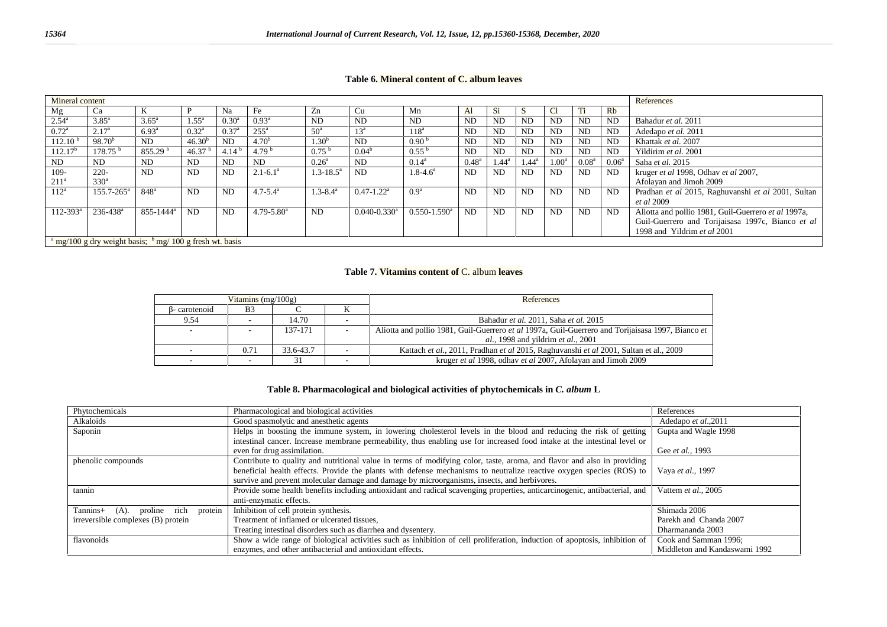**Table 6. Mineral content of C. album leaves**

| Mineral content | | | | | | | | | | | | | | | References |
|---|---|---|---|---|---|---|---|---|---|---|---|---|---|---|---|
| Mg | Ca | K | P | Na | Fe | Zn | Cu | Mn | Al | Si | S | Cl | Ti | Rb | |
| 2.54[a] | 3.85[a] | 3.65[a] | 1.55[a] | 0.30[a] | 0.93[a] | ND | ND | ND | ND | ND | ND | ND | ND | ND | Bahadur *et al.* 2011 |
| 0.72[a] | 2.17[a] | 6.93[a] | 0.32[a] | 0.37[a] | 255[a] | 50[a] | 13[a] | 118[a] | ND | ND | ND | ND | ND | ND | Adedapo *et al.* 2011 |
| 112.10[b] | 98.70[b] | ND | 46.30[b] | ND | 4.70[b] | 1.30[b] | ND | 0.90[b] | ND | ND | ND | ND | ND | ND | Khattak *et al.* 2007 |
| 112.17[b] | 178.75[b] | 855.29[b] | 46.37[b] | 4.14[b] | 4.79[b] | 0.75[b] | 0.04[b] | 0.55[b] | ND | ND | ND | ND | ND | ND | Yildirim *et al.* 2001 |
| ND | ND | ND | ND | ND | ND | 0.26[a] | ND | 0.14[a] | 0.48[a] | 1.44[a] | 1.44[a] | 1.00[a] | 0.08[a] | 0.06[a] | Saha *et al.* 2015 |
| 109-211[a] | 220-330[a] | ND | ND | ND | 2.1-6.1[a] | 1.3-18.5[a] | ND | 1.8-4.6[a] | ND | ND | ND | ND | ND | ND | kruger *et al* 1998, Odhav *et al* 2007, Afolayan and Jimoh 2009 |
| 112[a] | 155.7-265[a] | 848[a] | ND | ND | 4.7-5.4[a] | 1.3-8.4[a] | 0.47-1.22[a] | 0.9[a] | ND | ND | ND | ND | ND | ND | Pradhan *et al* 2015, Raghuvanshi *et al* 2001, Sultan *et al* 2009 |
| 112-393[a] | 236-438[a] | 855-1444[a] | ND | ND | 4.79-5.80[a] | ND | 0.040-0.330[a] | 0.550-1.590[a] | ND | ND | ND | ND | ND | ND | Aliotta and pollio 1981, Guil-Guerrero *et al* 1997a, Guil-Guerrero and Torijaisasa 1997c, Bianco *et al* 1998 and Yildrim *et al* 2001 |
| [a] mg/100 g dry weight basis; [b] mg/ 100 g fresh wt. basis | | | | | | | | | | | | | | | |

**Table 7. Vitamins content of** C. album **leaves**

| Vitamins (mg/100g) | | | | References |
|---|---|---|---|---|
| β- carotenoid | B3 | C | K | |
| 9.54 | - | 14.70 | - | Bahadur *et al.* 2011, Saha *et al.* 2015 |
| - | - | 137-171 | - | Aliotta and pollio 1981, Guil-Guerrero *et al* 1997a, Guil-Guerrero and Torijaisasa 1997, Bianco *et al.*, 1998 and yildrim *et al.*, 2001 |
| - | 0.71 | 33.6-43.7 | - | Kattach *et al.*, 2011, Pradhan *et al* 2015, Raghuvanshi *et al* 2001, Sultan et al., 2009 |
| - | - | 31 | - | kruger *et al* 1998, odhav *et al* 2007, Afolayan and Jimoh 2009 |

**Table 8. Pharmacological and biological activities of phytochemicals in *C. album* L**

| Phytochemicals | Pharmacological and biological activities | References |
|---|---|---|
| Alkaloids | Good spasmolytic and anesthetic agents | Adedapo *et al.*,2011 |
| Saponin | Helps in boosting the immune system, in lowering cholesterol levels in the blood and reducing the risk of getting intestinal cancer. Increase membrane permeability, thus enabling use for increased food intake at the intestinal level or even for drug assimilation. | Gupta and Wagle 1998<br>Gee *et al.*, 1993 |
| phenolic compounds | Contribute to quality and nutritional value in terms of modifying color, taste, aroma, and flavor and also in providing beneficial health effects. Provide the plants with defense mechanisms to neutralize reactive oxygen species (ROS) to survive and prevent molecular damage and damage by microorganisms, insects, and herbivores. | Vaya *et al.*, 1997 |
| tannin | Provide some health benefits including antioxidant and radical scavenging properties, anticarcinogenic, antibacterial, and anti-enzymatic effects. | Vattem *et al.*, 2005 |
| Tannins+ (A). proline rich protein irreversible complexes (B) protein | Inhibition of cell protein synthesis.<br>Treatment of inflamed or ulcerated tissues,<br>Treating intestinal disorders such as diarrhea and dysentery. | Shimada 2006<br>Parekh and Chanda 2007<br>Dharmananda 2003 |
| flavonoids | Show a wide range of biological activities such as inhibition of cell proliferation, induction of apoptosis, inhibition of enzymes, and other antibacterial and antioxidant effects. | Cook and Samman 1996;<br>Middleton and Kandaswami 1992 |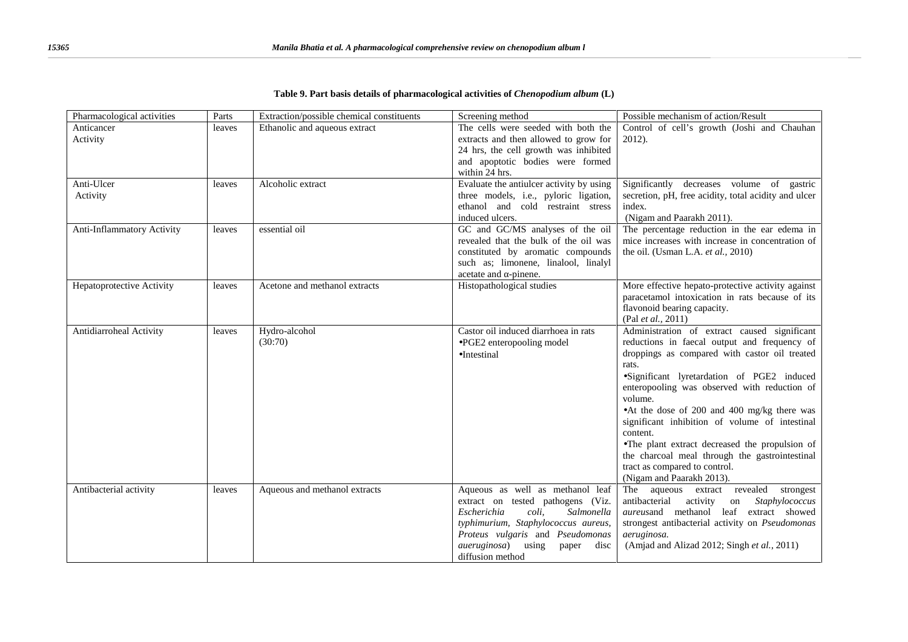**Table 9. Part basis details of pharmacological activities of *Chenopodium album* (L)**

| Pharmacological activities | Parts | Extraction/possible chemical constituents | Screening method | Possible mechanism of action/Result |
|---|---|---|---|---|
| Anticancer Activity | leaves | Ethanolic and aqueous extract | The cells were seeded with both the extracts and then allowed to grow for 24 hrs, the cell growth was inhibited and apoptotic bodies were formed within 24 hrs. | Control of cell's growth (Joshi and Chauhan 2012). |
| Anti-Ulcer Activity | leaves | Alcoholic extract | Evaluate the antiulcer activity by using three models, i.e., pyloric ligation, ethanol and cold restraint stress induced ulcers. | Significantly decreases volume of gastric secretion, pH, free acidity, total acidity and ulcer index. (Nigam and Paarakh 2011). |
| Anti-Inflammatory Activity | leaves | essential oil | GC and GC/MS analyses of the oil revealed that the bulk of the oil was constituted by aromatic compounds such as; limonene, linalool, linalyl acetate and α-pinene. | The percentage reduction in the ear edema in mice increases with increase in concentration of the oil. (Usman L.A. *et al.,* 2010) |
| Hepatoprotective Activity | leaves | Acetone and methanol extracts | Histopathological studies | More effective hepato-protective activity against paracetamol intoxication in rats because of its flavonoid bearing capacity. (Pal *et al.,* 2011) |
| Antidiarroheal Activity | leaves | Hydro-alcohol (30:70) | Castor oil induced diarrhoea in rats •PGE2 enteropooling model •Intestinal | Administration of extract caused significant reductions in faecal output and frequency of droppings as compared with castor oil treated rats. •Significant lyretardation of PGE2 induced enteropooling was observed with reduction of volume. •At the dose of 200 and 400 mg/kg there was significant inhibition of volume of intestinal content. •The plant extract decreased the propulsion of the charcoal meal through the gastrointestinal tract as compared to control. (Nigam and Paarakh 2013). |
| Antibacterial activity | leaves | Aqueous and methanol extracts | Aqueous as well as methanol leaf extract on tested pathogens (Viz. *Escherichia coli, Salmonella typhimurium, Staphylococcus aureus, Proteus vulgaris* and *Pseudomonas aueruginosa*) using paper disc diffusion method | The aqueous extract revealed strongest antibacterial activity on *Staphylococcus aureus*and methanol leaf extract showed strongest antibacterial activity on *Pseudomonas aeruginosa.* (Amjad and Alizad 2012; Singh *et al.,* 2011) |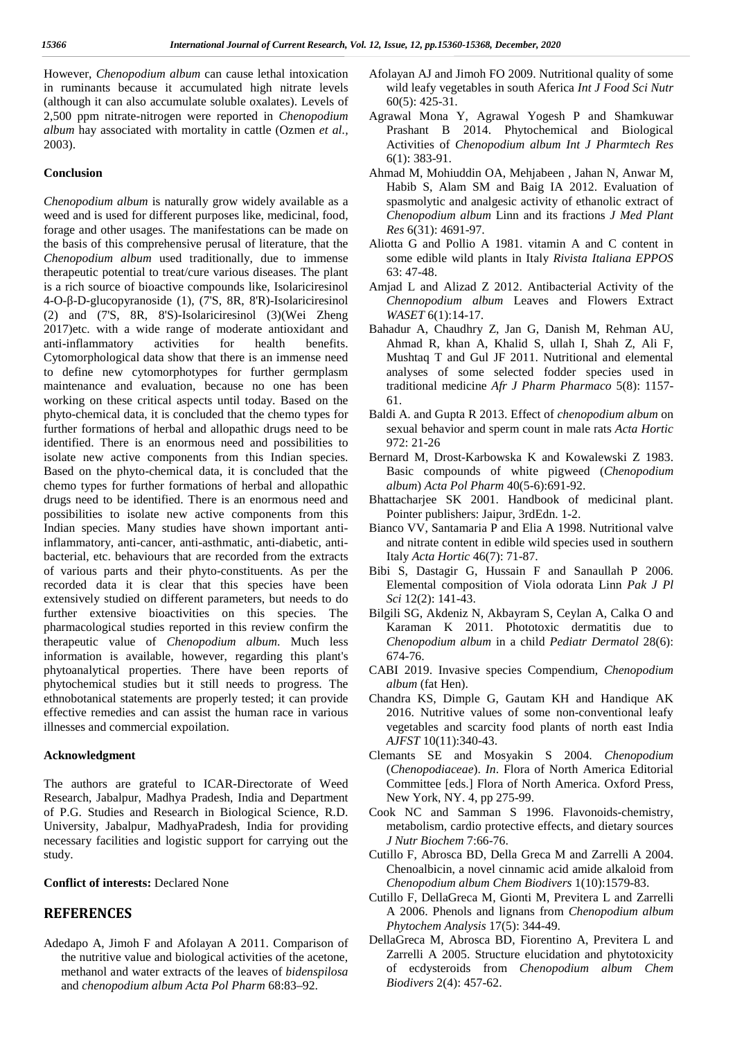However, *Chenopodium album* can cause lethal intoxication in ruminants because it accumulated high nitrate levels (although it can also accumulate soluble oxalates). Levels of 2,500 ppm nitrate-nitrogen were reported in *Chenopodium album* hay associated with mortality in cattle (Ozmen *et al.*, 2003).

**Conclusion**

*Chenopodium album* is naturally grow widely available as a weed and is used for different purposes like, medicinal, food, forage and other usages. The manifestations can be made on the basis of this comprehensive perusal of literature, that the *Chenopodium album* used traditionally, due to immense therapeutic potential to treat/cure various diseases. The plant is a rich source of bioactive compounds like, Isolariciresinol 4-O-β-D-glucopyranoside (1), (7'S, 8R, 8'R)-Isolariciresinol (2) and (7'S, 8R, 8'S)-Isolariciresinol (3)(Wei Zheng 2017)etc. with a wide range of moderate antioxidant and anti-inflammatory activities for health benefits. Cytomorphological data show that there is an immense need to define new cytomorphotypes for further germplasm maintenance and evaluation, because no one has been working on these critical aspects until today. Based on the phyto-chemical data, it is concluded that the chemo types for further formations of herbal and allopathic drugs need to be identified. There is an enormous need and possibilities to isolate new active components from this Indian species. Based on the phyto-chemical data, it is concluded that the chemo types for further formations of herbal and allopathic drugs need to be identified. There is an enormous need and possibilities to isolate new active components from this Indian species. Many studies have shown important anti-inflammatory, anti-cancer, anti-asthmatic, anti-diabetic, anti-bacterial, etc. behaviours that are recorded from the extracts of various parts and their phyto-constituents. As per the recorded data it is clear that this species have been extensively studied on different parameters, but needs to do further extensive bioactivities on this species. The pharmacological studies reported in this review confirm the therapeutic value of *Chenopodium album*. Much less information is available, however, regarding this plant's phytoanalytical properties. There have been reports of phytochemical studies but it still needs to progress. The ethnobotanical statements are properly tested; it can provide effective remedies and can assist the human race in various illnesses and commercial expoilation.

**Acknowledgment**

The authors are grateful to ICAR-Directorate of Weed Research, Jabalpur, Madhya Pradesh, India and Department of P.G. Studies and Research in Biological Science, R.D. University, Jabalpur, MadhyaPradesh, India for providing necessary facilities and logistic support for carrying out the study.

**Conflict of interests:** Declared None

## REFERENCES

Adedapo A, Jimoh F and Afolayan A 2011. Comparison of the nutritive value and biological activities of the acetone, methanol and water extracts of the leaves of *bidenspilosa* and *chenopodium album Acta Pol Pharm* 68:83–92.

Afolayan AJ and Jimoh FO 2009. Nutritional quality of some wild leafy vegetables in south Aferica *Int J Food Sci Nutr* 60(5): 425-31.

Agrawal Mona Y, Agrawal Yogesh P and Shamkuwar Prashant B 2014. Phytochemical and Biological Activities of *Chenopodium album Int J Pharmtech Res* 6(1): 383-91.

Ahmad M, Mohiuddin OA, Mehjabeen , Jahan N, Anwar M, Habib S, Alam SM and Baig IA 2012. Evaluation of spasmolytic and analgesic activity of ethanolic extract of *Chenopodium album* Linn and its fractions *J Med Plant Res* 6(31): 4691-97.

Aliotta G and Pollio A 1981. vitamin A and C content in some edible wild plants in Italy *Rivista Italiana EPPOS* 63: 47-48.

Amjad L and Alizad Z 2012. Antibacterial Activity of the *Chennopodium album* Leaves and Flowers Extract *WASET* 6(1):14-17.

Bahadur A, Chaudhry Z, Jan G, Danish M, Rehman AU, Ahmad R, khan A, Khalid S, ullah I, Shah Z, Ali F, Mushtaq T and Gul JF 2011. Nutritional and elemental analyses of some selected fodder species used in traditional medicine *Afr J Pharm Pharmaco* 5(8): 1157-61.

Baldi A. and Gupta R 2013. Effect of *chenopodium album* on sexual behavior and sperm count in male rats *Acta Hortic* 972: 21-26

Bernard M, Drost-Karbowska K and Kowalewski Z 1983. Basic compounds of white pigweed (*Chenopodium album*) *Acta Pol Pharm* 40(5-6):691-92.

Bhattacharjee SK 2001. Handbook of medicinal plant. Pointer publishers: Jaipur, 3rdEdn. 1-2.

Bianco VV, Santamaria P and Elia A 1998. Nutritional valve and nitrate content in edible wild species used in southern Italy *Acta Hortic* 46(7): 71-87.

Bibi S, Dastagir G, Hussain F and Sanaullah P 2006. Elemental composition of Viola odorata Linn *Pak J Pl Sci* 12(2): 141-43.

Bilgili SG, Akdeniz N, Akbayram S, Ceylan A, Calka O and Karaman K 2011. Phototoxic dermatitis due to *Chenopodium album* in a child *Pediatr Dermatol* 28(6): 674-76.

CABI 2019. Invasive species Compendium, *Chenopodium album* (fat Hen).

Chandra KS, Dimple G, Gautam KH and Handique AK 2016. Nutritive values of some non-conventional leafy vegetables and scarcity food plants of north east India *AJFST* 10(11):340-43.

Clemants SE and Mosyakin S 2004. *Chenopodium* (*Chenopodiaceae*). *In*. Flora of North America Editorial Committee [eds.] Flora of North America. Oxford Press, New York, NY. 4, pp 275-99.

Cook NC and Samman S 1996. Flavonoids-chemistry, metabolism, cardio protective effects, and dietary sources *J Nutr Biochem* 7:66-76.

Cutillo F, Abrosca BD, Della Greca M and Zarrelli A 2004. Chenoalbicin, a novel cinnamic acid amide alkaloid from *Chenopodium album Chem Biodivers* 1(10):1579-83.

Cutillo F, DellaGreca M, Gionti M, Previtera L and Zarrelli A 2006. Phenols and lignans from *Chenopodium album Phytochem Analysis* 17(5): 344-49.

DellaGreca M, Abrosca BD, Fiorentino A, Previtera L and Zarrelli A 2005. Structure elucidation and phytotoxicity of ecdysteroids from *Chenopodium album Chem Biodivers* 2(4): 457-62.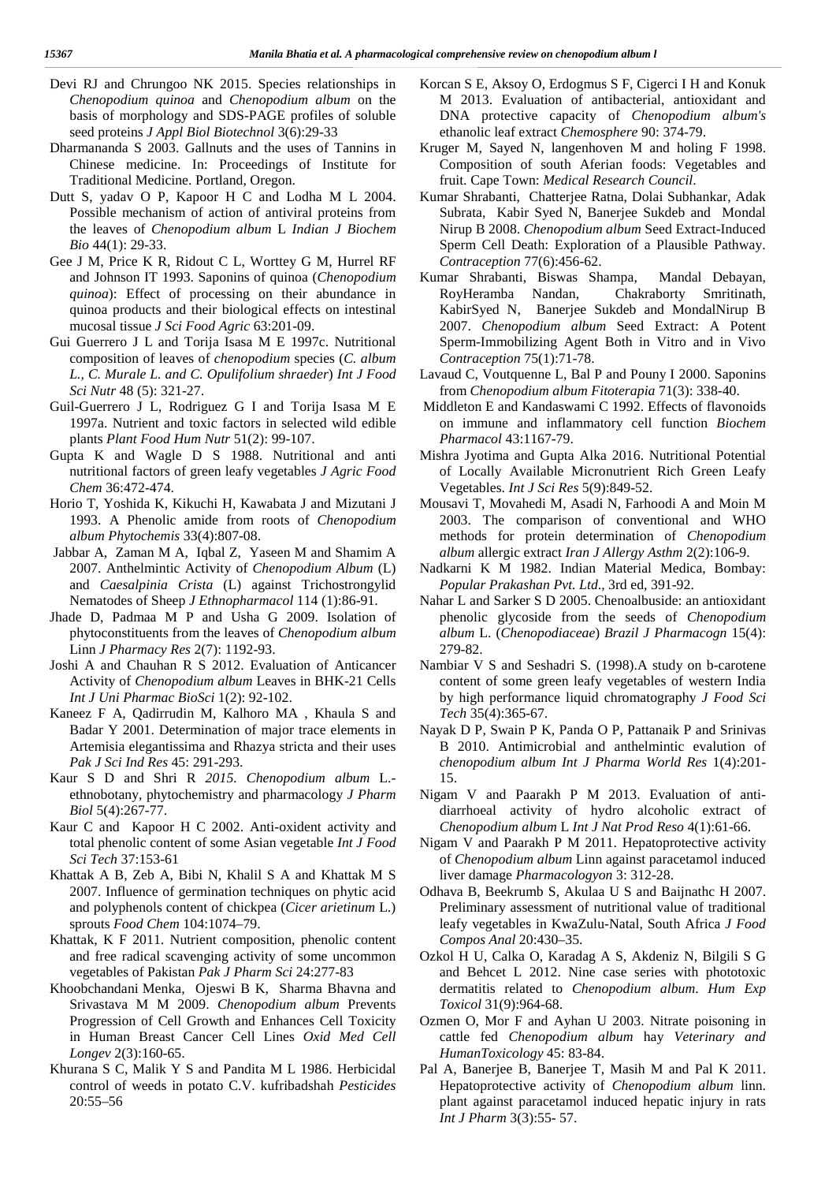Devi RJ and Chrungoo NK 2015. Species relationships in *Chenopodium quinoa* and *Chenopodium album* on the basis of morphology and SDS-PAGE profiles of soluble seed proteins *J Appl Biol Biotechnol* 3(6):29-33

Dharmananda S 2003. Gallnuts and the uses of Tannins in Chinese medicine. In: Proceedings of Institute for Traditional Medicine. Portland, Oregon.

Dutt S, yadav O P, Kapoor H C and Lodha M L 2004. Possible mechanism of action of antiviral proteins from the leaves of *Chenopodium album* L *Indian J Biochem Bio* 44(1): 29-33.

Gee J M, Price K R, Ridout C L, Worttey G M, Hurrel RF and Johnson IT 1993. Saponins of quinoa (*Chenopodium quinoa*): Effect of processing on their abundance in quinoa products and their biological effects on intestinal mucosal tissue *J Sci Food Agric* 63:201-09.

Gui Guerrero J L and Torija Isasa M E 1997c. Nutritional composition of leaves of *chenopodium* species (*C. album L., C. Murale L. and C. Opulifolium shraeder*) *Int J Food Sci Nutr* 48 (5): 321-27.

Guil-Guerrero J L, Rodriguez G I and Torija Isasa M E 1997a. Nutrient and toxic factors in selected wild edible plants *Plant Food Hum Nutr* 51(2): 99-107.

Gupta K and Wagle D S 1988. Nutritional and anti nutritional factors of green leafy vegetables *J Agric Food Chem* 36:472-474.

Horio T, Yoshida K, Kikuchi H, Kawabata J and Mizutani J 1993. A Phenolic amide from roots of *Chenopodium album Phytochemis* 33(4):807-08.

Jabbar A, Zaman M A, Iqbal Z, Yaseen M and Shamim A 2007. Anthelmintic Activity of *Chenopodium Album* (L) and *Caesalpinia Crista* (L) against Trichostrongylid Nematodes of Sheep *J Ethnopharmacol* 114 (1):86-91.

Jhade D, Padmaa M P and Usha G 2009. Isolation of phytoconstituents from the leaves of *Chenopodium album* Linn *J Pharmacy Res* 2(7): 1192-93.

Joshi A and Chauhan R S 2012. Evaluation of Anticancer Activity of *Chenopodium album* Leaves in BHK-21 Cells *Int J Uni Pharmac BioSci* 1(2): 92-102.

Kaneez F A, Qadirrudin M, Kalhoro MA , Khaula S and Badar Y 2001. Determination of major trace elements in Artemisia elegantissima and Rhazya stricta and their uses *Pak J Sci Ind Res* 45: 291-293.

Kaur S D and Shri R *2015. Chenopodium album* L.-ethnobotany, phytochemistry and pharmacology *J Pharm Biol* 5(4):267-77.

Kaur C and Kapoor H C 2002. Anti-oxident activity and total phenolic content of some Asian vegetable *Int J Food Sci Tech* 37:153-61

Khattak A B, Zeb A, Bibi N, Khalil S A and Khattak M S 2007. Influence of germination techniques on phytic acid and polyphenols content of chickpea (*Cicer arietinum* L.) sprouts *Food Chem* 104:1074–79.

Khattak, K F 2011. Nutrient composition, phenolic content and free radical scavenging activity of some uncommon vegetables of Pakistan *Pak J Pharm Sci* 24:277-83

Khoobchandani Menka, Ojeswi B K, Sharma Bhavna and Srivastava M M 2009. *Chenopodium album* Prevents Progression of Cell Growth and Enhances Cell Toxicity in Human Breast Cancer Cell Lines *Oxid Med Cell Longev* 2(3):160-65.

Khurana S C, Malik Y S and Pandita M L 1986. Herbicidal control of weeds in potato C.V. kufribadshah *Pesticides* 20:55–56

Korcan S E, Aksoy O, Erdogmus S F, Cigerci I H and Konuk M 2013. Evaluation of antibacterial, antioxidant and DNA protective capacity of *Chenopodium album's* ethanolic leaf extract *Chemosphere* 90: 374-79.

Kruger M, Sayed N, langenhoven M and holing F 1998. Composition of south Aferian foods: Vegetables and fruit. Cape Town: *Medical Research Council*.

Kumar Shrabanti, Chatterjee Ratna, Dolai Subhankar, Adak Subrata, Kabir Syed N, Banerjee Sukdeb and Mondal Nirup B 2008. *Chenopodium album* Seed Extract-Induced Sperm Cell Death: Exploration of a Plausible Pathway. *Contraception* 77(6):456-62.

Kumar Shrabanti, Biswas Shampa, Mandal Debayan, RoyHeramba Nandan, Chakraborty Smritinath, KabirSyed N, Banerjee Sukdeb and MondalNirup B 2007. *Chenopodium album* Seed Extract: A Potent Sperm-Immobilizing Agent Both in Vitro and in Vivo *Contraception* 75(1):71-78.

Lavaud C, Voutquenne L, Bal P and Pouny I 2000. Saponins from *Chenopodium album Fitoterapia* 71(3): 338-40.

Middleton E and Kandaswami C 1992. Effects of flavonoids on immune and inflammatory cell function *Biochem Pharmacol* 43:1167-79.

Mishra Jyotima and Gupta Alka 2016. Nutritional Potential of Locally Available Micronutrient Rich Green Leafy Vegetables. *Int J Sci Res* 5(9):849-52.

Mousavi T, Movahedi M, Asadi N, Farhoodi A and Moin M 2003. The comparison of conventional and WHO methods for protein determination of *Chenopodium album* allergic extract *Iran J Allergy Asthm* 2(2):106-9.

Nadkarni K M 1982. Indian Material Medica, Bombay: *Popular Prakashan Pvt. Ltd*., 3rd ed, 391-92.

Nahar L and Sarker S D 2005. Chenoalbuside: an antioxidant phenolic glycoside from the seeds of *Chenopodium album* L. (*Chenopodiaceae*) *Brazil J Pharmacogn* 15(4): 279-82.

Nambiar V S and Seshadri S. (1998).A study on b-carotene content of some green leafy vegetables of western India by high performance liquid chromatography *J Food Sci Tech* 35(4):365-67.

Nayak D P, Swain P K, Panda O P, Pattanaik P and Srinivas B 2010. Antimicrobial and anthelmintic evalution of *chenopodium album Int J Pharma World Res* 1(4):201-15.

Nigam V and Paarakh P M 2013. Evaluation of anti-diarrhoeal activity of hydro alcoholic extract of *Chenopodium album* L *Int J Nat Prod Reso* 4(1):61-66.

Nigam V and Paarakh P M 2011. Hepatoprotective activity of *Chenopodium album* Linn against paracetamol induced liver damage *Pharmacologyon* 3: 312-28.

Odhava B, Beekrumb S, Akulaa U S and Baijnathc H 2007. Preliminary assessment of nutritional value of traditional leafy vegetables in KwaZulu-Natal, South Africa *J Food Compos Anal* 20:430–35.

Ozkol H U, Calka O, Karadag A S, Akdeniz N, Bilgili S G and Behcet L 2012. Nine case series with phototoxic dermatitis related to *Chenopodium album*. *Hum Exp Toxicol* 31(9):964-68.

Ozmen O, Mor F and Ayhan U 2003. Nitrate poisoning in cattle fed *Chenopodium album* hay *Veterinary and HumanToxicology* 45: 83-84.

Pal A, Banerjee B, Banerjee T, Masih M and Pal K 2011. Hepatoprotective activity of *Chenopodium album* linn. plant against paracetamol induced hepatic injury in rats *Int J Pharm* 3(3):55- 57.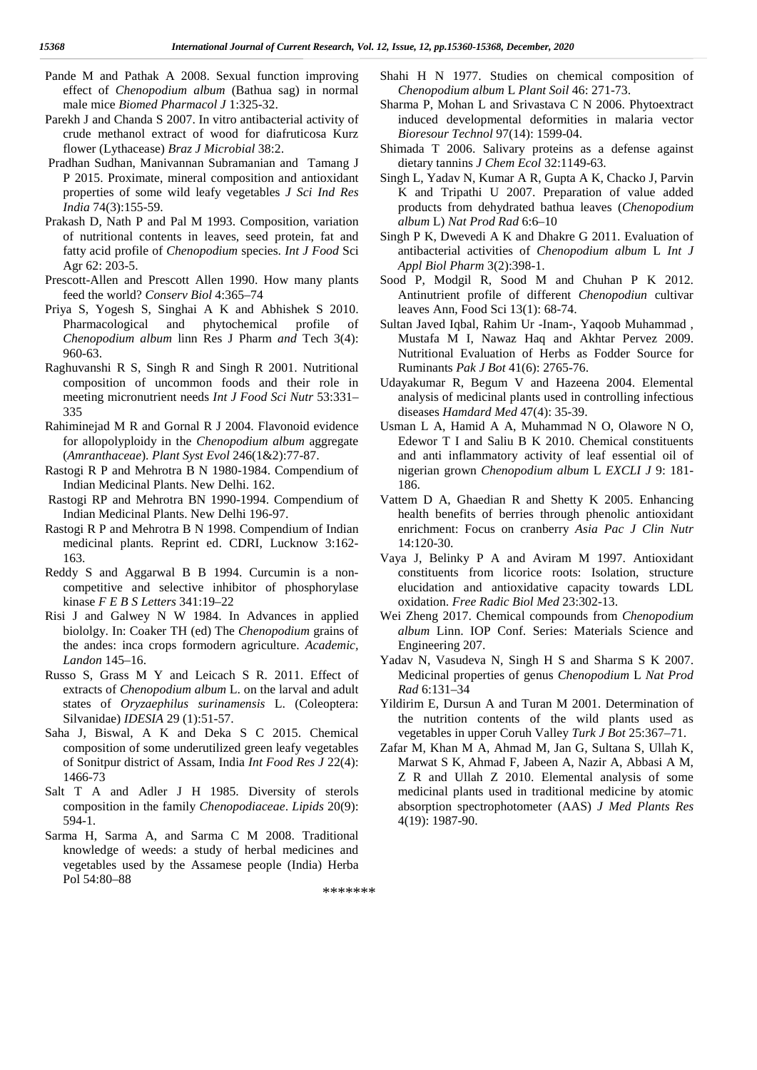Pande M and Pathak A 2008. Sexual function improving effect of *Chenopodium album* (Bathua sag) in normal male mice *Biomed Pharmacol J* 1:325-32.

Parekh J and Chanda S 2007. In vitro antibacterial activity of crude methanol extract of wood for diafruticosa Kurz flower (Lythacease) *Braz J Microbial* 38:2.

Pradhan Sudhan, Manivannan Subramanian and Tamang J P 2015. Proximate, mineral composition and antioxidant properties of some wild leafy vegetables *J Sci Ind Res India* 74(3):155-59.

Prakash D, Nath P and Pal M 1993. Composition, variation of nutritional contents in leaves, seed protein, fat and fatty acid profile of *Chenopodium* species. *Int J Food* Sci Agr 62: 203-5.

Prescott-Allen and Prescott Allen 1990. How many plants feed the world? *Conserv Biol* 4:365–74

Priya S, Yogesh S, Singhai A K and Abhishek S 2010. Pharmacological and phytochemical profile of *Chenopodium album* linn Res J Pharm *and* Tech 3(4): 960-63.

Raghuvanshi R S, Singh R and Singh R 2001. Nutritional composition of uncommon foods and their role in meeting micronutrient needs *Int J Food Sci Nutr* 53:331–335

Rahiminejad M R and Gornal R J 2004. Flavonoid evidence for allopolyploidy in the *Chenopodium album* aggregate (*Amranthaceae*). *Plant Syst Evol* 246(1&2):77-87.

Rastogi R P and Mehrotra B N 1980-1984. Compendium of Indian Medicinal Plants. New Delhi. 162.

Rastogi RP and Mehrotra BN 1990-1994. Compendium of Indian Medicinal Plants. New Delhi 196-97.

Rastogi R P and Mehrotra B N 1998. Compendium of Indian medicinal plants. Reprint ed. CDRI, Lucknow 3:162-163.

Reddy S and Aggarwal B B 1994. Curcumin is a non-competitive and selective inhibitor of phosphorylase kinase *F E B S Letters* 341:19–22

Risi J and Galwey N W 1984. In Advances in applied biololgy. In: Coaker TH (ed) The *Chenopodium* grains of the andes: inca crops formodern agriculture. *Academic, Landon* 145–16.

Russo S, Grass M Y and Leicach S R. 2011. Effect of extracts of *Chenopodium album* L. on the larval and adult states of *Oryzaephilus surinamensis* L. (Coleoptera: Silvanidae) *IDESIA* 29 (1):51-57.

Saha J, Biswal, A K and Deka S C 2015. Chemical composition of some underutilized green leafy vegetables of Sonitpur district of Assam, India *Int Food Res J* 22(4): 1466-73

Salt T A and Adler J H 1985. Diversity of sterols composition in the family *Chenopodiaceae*. *Lipids* 20(9): 594-1.

Sarma H, Sarma A, and Sarma C M 2008. Traditional knowledge of weeds: a study of herbal medicines and vegetables used by the Assamese people (India) Herba Pol 54:80–88

Shahi H N 1977. Studies on chemical composition of *Chenopodium album* L *Plant Soil* 46: 271-73.

Sharma P, Mohan L and Srivastava C N 2006. Phytoextract induced developmental deformities in malaria vector *Bioresour Technol* 97(14): 1599-04.

Shimada T 2006. Salivary proteins as a defense against dietary tannins *J Chem Ecol* 32:1149-63.

Singh L, Yadav N, Kumar A R, Gupta A K, Chacko J, Parvin K and Tripathi U 2007. Preparation of value added products from dehydrated bathua leaves (*Chenopodium album* L) *Nat Prod Rad* 6:6–10

Singh P K, Dwevedi A K and Dhakre G 2011. Evaluation of antibacterial activities of *Chenopodium album* L *Int J Appl Biol Pharm* 3(2):398-1.

Sood P, Modgil R, Sood M and Chuhan P K 2012. Antinutrient profile of different *Chenopodiun* cultivar leaves Ann, Food Sci 13(1): 68-74.

Sultan Javed Iqbal, Rahim Ur -Inam-, Yaqoob Muhammad , Mustafa M I, Nawaz Haq and Akhtar Pervez 2009. Nutritional Evaluation of Herbs as Fodder Source for Ruminants *Pak J Bot* 41(6): 2765-76.

Udayakumar R, Begum V and Hazeena 2004. Elemental analysis of medicinal plants used in controlling infectious diseases *Hamdard Med* 47(4): 35-39.

Usman L A, Hamid A A, Muhammad N O, Olawore N O, Edewor T I and Saliu B K 2010. Chemical constituents and anti inflammatory activity of leaf essential oil of nigerian grown *Chenopodium album* L *EXCLI J* 9: 181-186.

Vattem D A, Ghaedian R and Shetty K 2005. Enhancing health benefits of berries through phenolic antioxidant enrichment: Focus on cranberry *Asia Pac J Clin Nutr* 14:120-30.

Vaya J, Belinky P A and Aviram M 1997. Antioxidant constituents from licorice roots: Isolation, structure elucidation and antioxidative capacity towards LDL oxidation. *Free Radic Biol Med* 23:302-13.

Wei Zheng 2017. Chemical compounds from *Chenopodium album* Linn. IOP Conf. Series: Materials Science and Engineering 207.

Yadav N, Vasudeva N, Singh H S and Sharma S K 2007. Medicinal properties of genus *Chenopodium* L *Nat Prod Rad* 6:131–34

Yildirim E, Dursun A and Turan M 2001. Determination of the nutrition contents of the wild plants used as vegetables in upper Coruh Valley *Turk J Bot* 25:367–71.

Zafar M, Khan M A, Ahmad M, Jan G, Sultana S, Ullah K, Marwat S K, Ahmad F, Jabeen A, Nazir A, Abbasi A M, Z R and Ullah Z 2010. Elemental analysis of some medicinal plants used in traditional medicine by atomic absorption spectrophotometer (AAS) *J Med Plants Res* 4(19): 1987-90.

*******